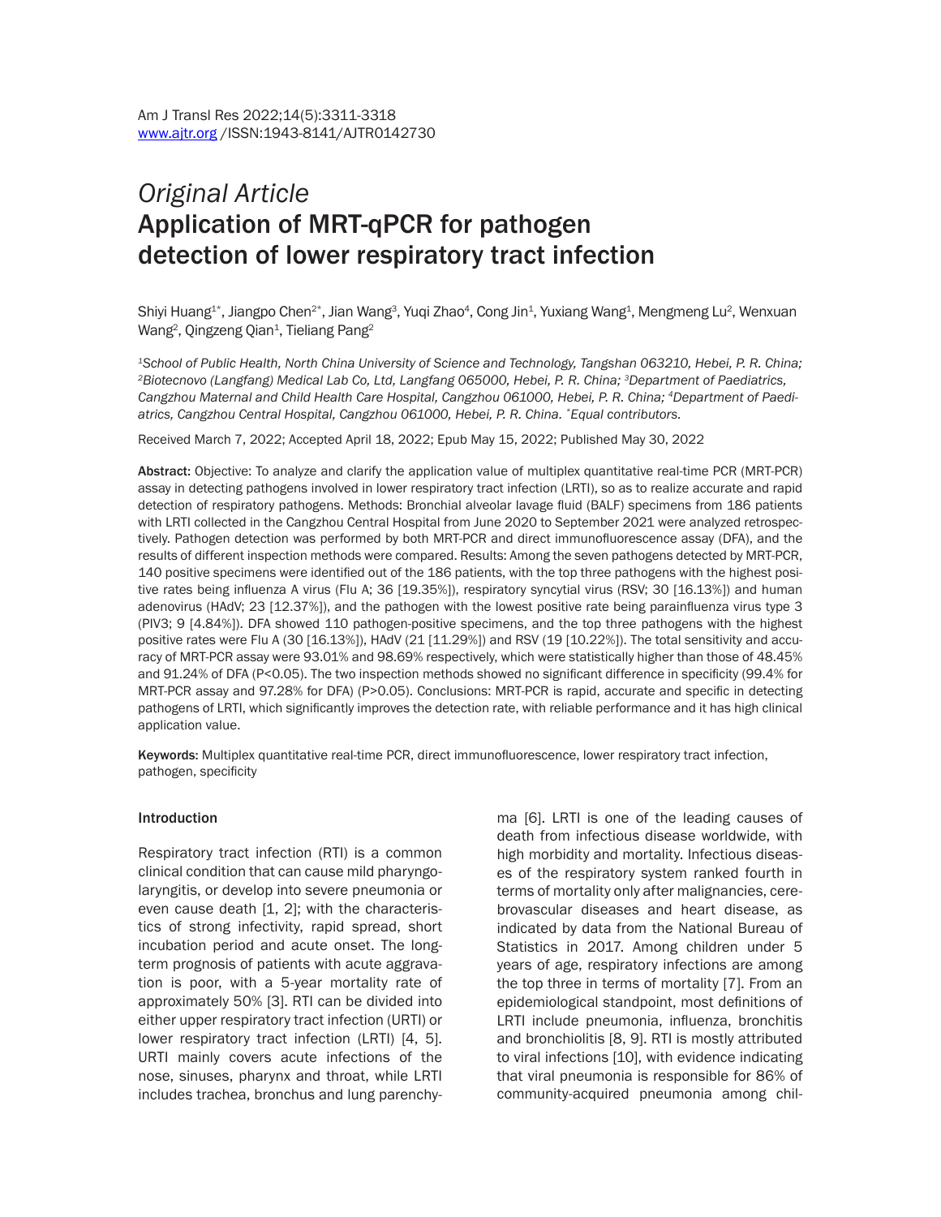*Original Article*

# Application of MRT-qPCR for pathogen detection of lower respiratory tract infection

Shiyi Huang[1*], Jiangpo Chen[2*], Jian Wang[3], Yuqi Zhao[4], Cong Jin[1], Yuxiang Wang[1], Mengmeng Lu[2], Wenxuan Wang[2], Qingzeng Qian[1], Tieliang Pang[2]

*[1]School of Public Health, North China University of Science and Technology, Tangshan 063210, Hebei, P. R. China; [2]Biotecnovo (Langfang) Medical Lab Co, Ltd, Langfang 065000, Hebei, P. R. China; [3]Department of Paediatrics, Cangzhou Maternal and Child Health Care Hospital, Cangzhou 061000, Hebei, P. R. China; [4]Department of Paediatrics, Cangzhou Central Hospital, Cangzhou 061000, Hebei, P. R. China. [*]Equal contributors.*

Received March 7, 2022; Accepted April 18, 2022; Epub May 15, 2022; Published May 30, 2022

**Abstract:** Objective: To analyze and clarify the application value of multiplex quantitative real-time PCR (MRT-PCR) assay in detecting pathogens involved in lower respiratory tract infection (LRTI), so as to realize accurate and rapid detection of respiratory pathogens. Methods: Bronchial alveolar lavage fluid (BALF) specimens from 186 patients with LRTI collected in the Cangzhou Central Hospital from June 2020 to September 2021 were analyzed retrospectively. Pathogen detection was performed by both MRT-PCR and direct immunofluorescence assay (DFA), and the results of different inspection methods were compared. Results: Among the seven pathogens detected by MRT-PCR, 140 positive specimens were identified out of the 186 patients, with the top three pathogens with the highest positive rates being influenza A virus (Flu A; 36 [19.35%]), respiratory syncytial virus (RSV; 30 [16.13%]) and human adenovirus (HAdV; 23 [12.37%]), and the pathogen with the lowest positive rate being parainfluenza virus type 3 (PIV3; 9 [4.84%]). DFA showed 110 pathogen-positive specimens, and the top three pathogens with the highest positive rates were Flu A (30 [16.13%]), HAdV (21 [11.29%]) and RSV (19 [10.22%]). The total sensitivity and accuracy of MRT-PCR assay were 93.01% and 98.69% respectively, which were statistically higher than those of 48.45% and 91.24% of DFA ($P<0.05$). The two inspection methods showed no significant difference in specificity (99.4% for MRT-PCR assay and 97.28% for DFA) ($P>0.05$). Conclusions: MRT-PCR is rapid, accurate and specific in detecting pathogens of LRTI, which significantly improves the detection rate, with reliable performance and it has high clinical application value.

**Keywords:** Multiplex quantitative real-time PCR, direct immunofluorescence, lower respiratory tract infection, pathogen, specificity

## Introduction

Respiratory tract infection (RTI) is a common clinical condition that can cause mild pharyngolaryngitis, or develop into severe pneumonia or even cause death [1, 2]; with the characteristics of strong infectivity, rapid spread, short incubation period and acute onset. The long-term prognosis of patients with acute aggravation is poor, with a 5-year mortality rate of approximately 50% [3]. RTI can be divided into either upper respiratory tract infection (URTI) or lower respiratory tract infection (LRTI) [4, 5]. URTI mainly covers acute infections of the nose, sinuses, pharynx and throat, while LRTI includes trachea, bronchus and lung parenchyma [6]. LRTI is one of the leading causes of death from infectious disease worldwide, with high morbidity and mortality. Infectious diseases of the respiratory system ranked fourth in terms of mortality only after malignancies, cerebrovascular diseases and heart disease, as indicated by data from the National Bureau of Statistics in 2017. Among children under 5 years of age, respiratory infections are among the top three in terms of mortality [7]. From an epidemiological standpoint, most definitions of LRTI include pneumonia, influenza, bronchitis and bronchiolitis [8, 9]. RTI is mostly attributed to viral infections [10], with evidence indicating that viral pneumonia is responsible for 86% of community-acquired pneumonia among chil-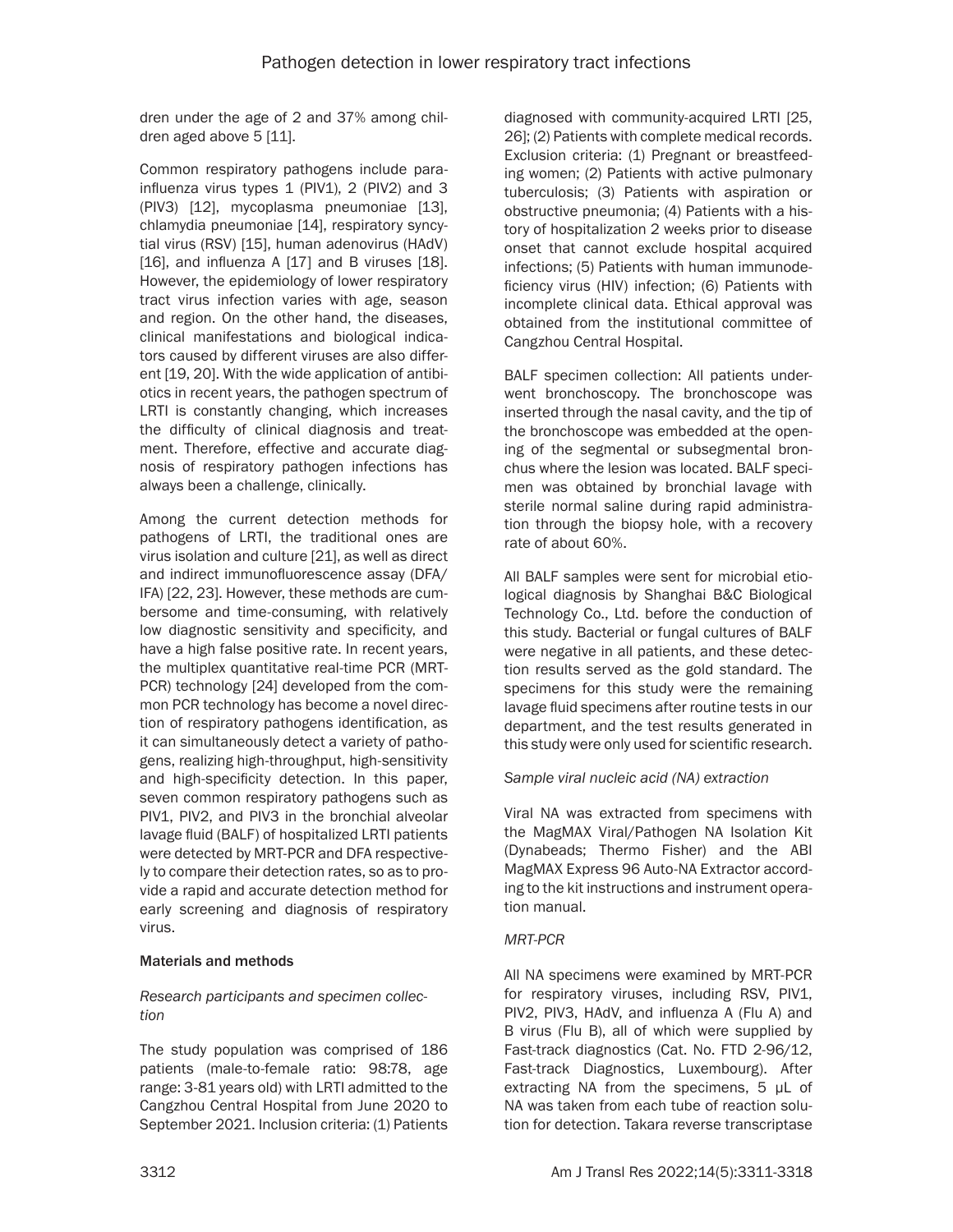dren under the age of 2 and 37% among children aged above 5 [11].

Common respiratory pathogens include parainfluenza virus types 1 (PIV1), 2 (PIV2) and 3 (PIV3) [12], mycoplasma pneumoniae [13], chlamydia pneumoniae [14], respiratory syncytial virus (RSV) [15], human adenovirus (HAdV) [16], and influenza A [17] and B viruses [18]. However, the epidemiology of lower respiratory tract virus infection varies with age, season and region. On the other hand, the diseases, clinical manifestations and biological indicators caused by different viruses are also different [19, 20]. With the wide application of antibiotics in recent years, the pathogen spectrum of LRTI is constantly changing, which increases the difficulty of clinical diagnosis and treatment. Therefore, effective and accurate diagnosis of respiratory pathogen infections has always been a challenge, clinically.

Among the current detection methods for pathogens of LRTI, the traditional ones are virus isolation and culture [21], as well as direct and indirect immunofluorescence assay (DFA/IFA) [22, 23]. However, these methods are cumbersome and time-consuming, with relatively low diagnostic sensitivity and specificity, and have a high false positive rate. In recent years, the multiplex quantitative real-time PCR (MRT-PCR) technology [24] developed from the common PCR technology has become a novel direction of respiratory pathogens identification, as it can simultaneously detect a variety of pathogens, realizing high-throughput, high-sensitivity and high-specificity detection. In this paper, seven common respiratory pathogens such as PIV1, PIV2, and PIV3 in the bronchial alveolar lavage fluid (BALF) of hospitalized LRTI patients were detected by MRT-PCR and DFA respectively to compare their detection rates, so as to provide a rapid and accurate detection method for early screening and diagnosis of respiratory virus.

## Materials and methods

### *Research participants and specimen collection*

The study population was comprised of 186 patients (male-to-female ratio: 98:78, age range: 3-81 years old) with LRTI admitted to the Cangzhou Central Hospital from June 2020 to September 2021. Inclusion criteria: (1) Patients diagnosed with community-acquired LRTI [25, 26]; (2) Patients with complete medical records. Exclusion criteria: (1) Pregnant or breastfeeding women; (2) Patients with active pulmonary tuberculosis; (3) Patients with aspiration or obstructive pneumonia; (4) Patients with a history of hospitalization 2 weeks prior to disease onset that cannot exclude hospital acquired infections; (5) Patients with human immunodeficiency virus (HIV) infection; (6) Patients with incomplete clinical data. Ethical approval was obtained from the institutional committee of Cangzhou Central Hospital.

BALF specimen collection: All patients underwent bronchoscopy. The bronchoscope was inserted through the nasal cavity, and the tip of the bronchoscope was embedded at the opening of the segmental or subsegmental bronchus where the lesion was located. BALF specimen was obtained by bronchial lavage with sterile normal saline during rapid administration through the biopsy hole, with a recovery rate of about 60%.

All BALF samples were sent for microbial etiological diagnosis by Shanghai B&C Biological Technology Co., Ltd. before the conduction of this study. Bacterial or fungal cultures of BALF were negative in all patients, and these detection results served as the gold standard. The specimens for this study were the remaining lavage fluid specimens after routine tests in our department, and the test results generated in this study were only used for scientific research.

### *Sample viral nucleic acid (NA) extraction*

Viral NA was extracted from specimens with the MagMAX Viral/Pathogen NA Isolation Kit (Dynabeads; Thermo Fisher) and the ABI MagMAX Express 96 Auto-NA Extractor according to the kit instructions and instrument operation manual.

### *MRT-PCR*

All NA specimens were examined by MRT-PCR for respiratory viruses, including RSV, PIV1, PIV2, PIV3, HAdV, and influenza A (Flu A) and B virus (Flu B), all of which were supplied by Fast-track diagnostics (Cat. No. FTD 2-96/12, Fast-track Diagnostics, Luxembourg). After extracting NA from the specimens, 5 μL of NA was taken from each tube of reaction solution for detection. Takara reverse transcriptase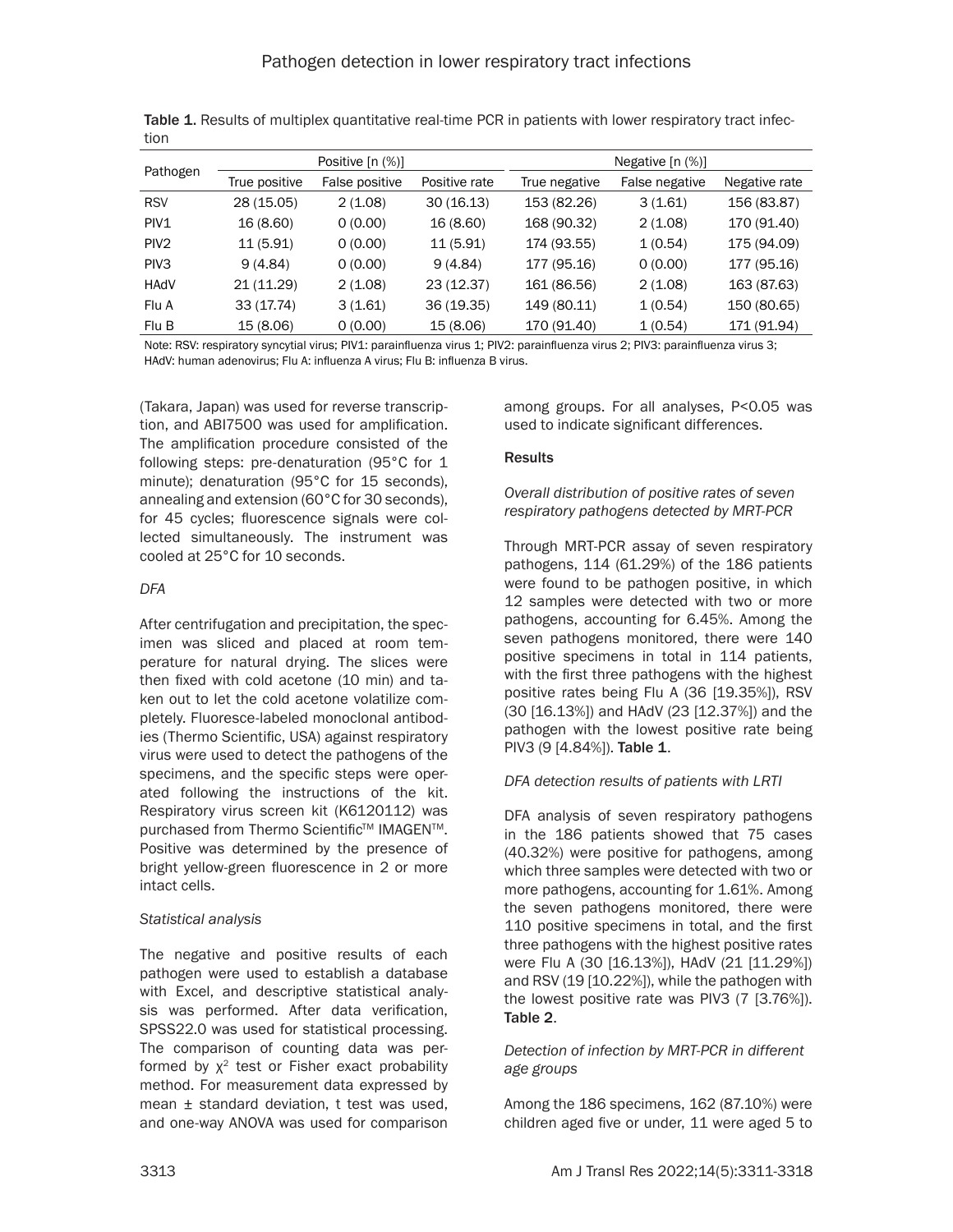Table 1. Results of multiplex quantitative real-time PCR in patients with lower respiratory tract infection

| Pathogen | Positive [n (%)] | | | Negative [n (%)] | | |
|---|---|---|---|---|---|---|
| | True positive | False positive | Positive rate | True negative | False negative | Negative rate |
| RSV | 28 (15.05) | 2 (1.08) | 30 (16.13) | 153 (82.26) | 3 (1.61) | 156 (83.87) |
| PIV1 | 16 (8.60) | 0 (0.00) | 16 (8.60) | 168 (90.32) | 2 (1.08) | 170 (91.40) |
| PIV2 | 11 (5.91) | 0 (0.00) | 11 (5.91) | 174 (93.55) | 1 (0.54) | 175 (94.09) |
| PIV3 | 9 (4.84) | 0 (0.00) | 9 (4.84) | 177 (95.16) | 0 (0.00) | 177 (95.16) |
| HAdV | 21 (11.29) | 2 (1.08) | 23 (12.37) | 161 (86.56) | 2 (1.08) | 163 (87.63) |
| Flu A | 33 (17.74) | 3 (1.61) | 36 (19.35) | 149 (80.11) | 1 (0.54) | 150 (80.65) |
| Flu B | 15 (8.06) | 0 (0.00) | 15 (8.06) | 170 (91.40) | 1 (0.54) | 171 (91.94) |

Note: RSV: respiratory syncytial virus; PIV1: parainfluenza virus 1; PIV2: parainfluenza virus 2; PIV3: parainfluenza virus 3; HAdV: human adenovirus; Flu A: influenza A virus; Flu B: influenza B virus.

(Takara, Japan) was used for reverse transcription, and ABI7500 was used for amplification. The amplification procedure consisted of the following steps: pre-denaturation (95°C for 1 minute); denaturation (95°C for 15 seconds), annealing and extension (60°C for 30 seconds), for 45 cycles; fluorescence signals were collected simultaneously. The instrument was cooled at 25°C for 10 seconds.

### DFA

After centrifugation and precipitation, the specimen was sliced and placed at room temperature for natural drying. The slices were then fixed with cold acetone (10 min) and taken out to let the cold acetone volatilize completely. Fluoresce-labeled monoclonal antibodies (Thermo Scientific, USA) against respiratory virus were used to detect the pathogens of the specimens, and the specific steps were operated following the instructions of the kit. Respiratory virus screen kit (K6120112) was purchased from Thermo Scientific™ IMAGEN™. Positive was determined by the presence of bright yellow-green fluorescence in 2 or more intact cells.

### Statistical analysis

The negative and positive results of each pathogen were used to establish a database with Excel, and descriptive statistical analysis was performed. After data verification, SPSS22.0 was used for statistical processing. The comparison of counting data was performed by $\chi^2$ test or Fisher exact probability method. For measurement data expressed by mean ± standard deviation, t test was used, and one-way ANOVA was used for comparison among groups. For all analyses, $P<0.05$ was used to indicate significant differences.

## Results

### Overall distribution of positive rates of seven respiratory pathogens detected by MRT-PCR

Through MRT-PCR assay of seven respiratory pathogens, 114 (61.29%) of the 186 patients were found to be pathogen positive, in which 12 samples were detected with two or more pathogens, accounting for 6.45%. Among the seven pathogens monitored, there were 140 positive specimens in total in 114 patients, with the first three pathogens with the highest positive rates being Flu A (36 [19.35%]), RSV (30 [16.13%]) and HAdV (23 [12.37%]) and the pathogen with the lowest positive rate being PIV3 (9 [4.84%]). **Table 1**.

### DFA detection results of patients with LRTI

DFA analysis of seven respiratory pathogens in the 186 patients showed that 75 cases (40.32%) were positive for pathogens, among which three samples were detected with two or more pathogens, accounting for 1.61%. Among the seven pathogens monitored, there were 110 positive specimens in total, and the first three pathogens with the highest positive rates were Flu A (30 [16.13%]), HAdV (21 [11.29%]) and RSV (19 [10.22%]), while the pathogen with the lowest positive rate was PIV3 (7 [3.76%]). **Table 2**.

### Detection of infection by MRT-PCR in different age groups

Among the 186 specimens, 162 (87.10%) were children aged five or under, 11 were aged 5 to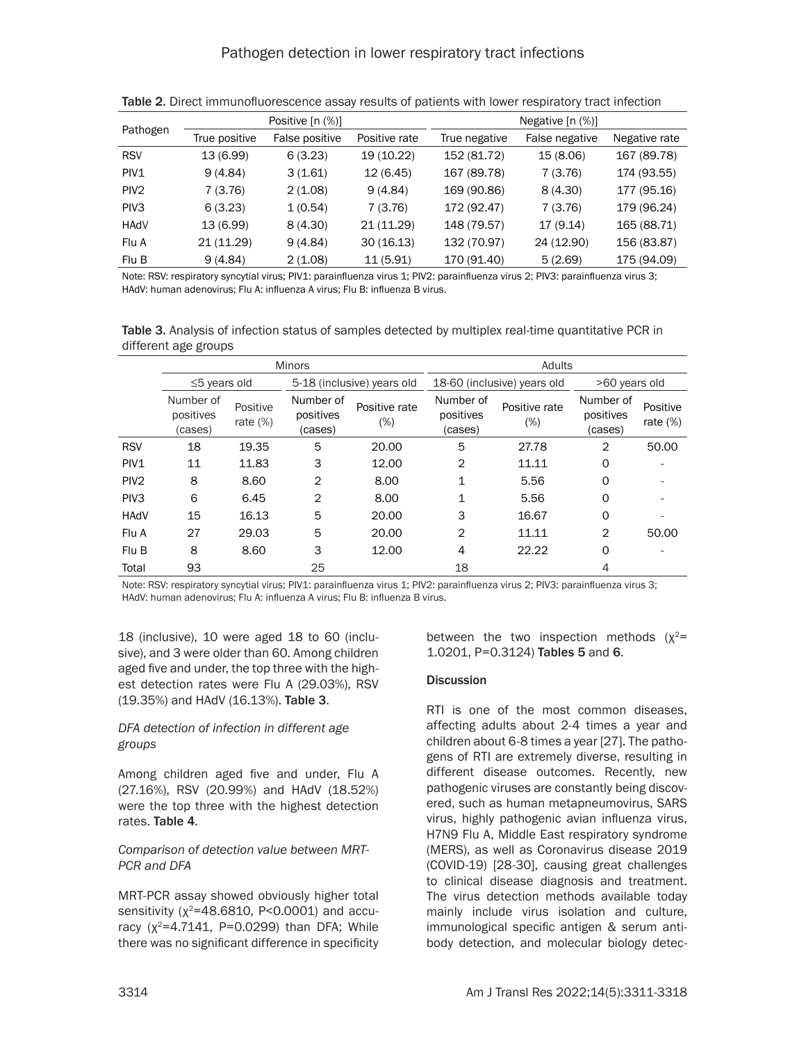Table 2. Direct immunofluorescence assay results of patients with lower respiratory tract infection

| Pathogen | Positive [n (%)] | | | Negative [n (%)] | | |
|---|---|---|---|---|---|---|
| | True positive | False positive | Positive rate | True negative | False negative | Negative rate |
| RSV | 13 (6.99) | 6 (3.23) | 19 (10.22) | 152 (81.72) | 15 (8.06) | 167 (89.78) |
| PIV1 | 9 (4.84) | 3 (1.61) | 12 (6.45) | 167 (89.78) | 7 (3.76) | 174 (93.55) |
| PIV2 | 7 (3.76) | 2 (1.08) | 9 (4.84) | 169 (90.86) | 8 (4.30) | 177 (95.16) |
| PIV3 | 6 (3.23) | 1 (0.54) | 7 (3.76) | 172 (92.47) | 7 (3.76) | 179 (96.24) |
| HAdV | 13 (6.99) | 8 (4.30) | 21 (11.29) | 148 (79.57) | 17 (9.14) | 165 (88.71) |
| Flu A | 21 (11.29) | 9 (4.84) | 30 (16.13) | 132 (70.97) | 24 (12.90) | 156 (83.87) |
| Flu B | 9 (4.84) | 2 (1.08) | 11 (5.91) | 170 (91.40) | 5 (2.69) | 175 (94.09) |

Note: RSV: respiratory syncytial virus; PIV1: parainfluenza virus 1; PIV2: parainfluenza virus 2; PIV3: parainfluenza virus 3; HAdV: human adenovirus; Flu A: influenza A virus; Flu B: influenza B virus.

Table 3. Analysis of infection status of samples detected by multiplex real-time quantitative PCR in different age groups

| | Minors | | | | Adults | | | |
|---|---|---|---|---|---|---|---|---|
| | ≤5 years old | | 5-18 (inclusive) years old | | 18-60 (inclusive) years old | | >60 years old | |
| | Number of positives (cases) | Positive rate (%) | Number of positives (cases) | Positive rate (%) | Number of positives (cases) | Positive rate (%) | Number of positives (cases) | Positive rate (%) |
| RSV | 18 | 19.35 | 5 | 20.00 | 5 | 27.78 | 2 | 50.00 |
| PIV1 | 11 | 11.83 | 3 | 12.00 | 2 | 11.11 | 0 | - |
| PIV2 | 8 | 8.60 | 2 | 8.00 | 1 | 5.56 | 0 | - |
| PIV3 | 6 | 6.45 | 2 | 8.00 | 1 | 5.56 | 0 | - |
| HAdV | 15 | 16.13 | 5 | 20.00 | 3 | 16.67 | 0 | - |
| Flu A | 27 | 29.03 | 5 | 20.00 | 2 | 11.11 | 2 | 50.00 |
| Flu B | 8 | 8.60 | 3 | 12.00 | 4 | 22.22 | 0 | - |
| Total | 93 | | 25 | | 18 | | 4 | |

Note: RSV: respiratory syncytial virus; PIV1: parainfluenza virus 1; PIV2: parainfluenza virus 2; PIV3: parainfluenza virus 3; HAdV: human adenovirus; Flu A: influenza A virus; Flu B: influenza B virus.

18 (inclusive), 10 were aged 18 to 60 (inclusive), and 3 were older than 60. Among children aged five and under, the top three with the highest detection rates were Flu A (29.03%), RSV (19.35%) and HAdV (16.13%). **Table 3**.

### *DFA detection of infection in different age groups*

Among children aged five and under, Flu A (27.16%), RSV (20.99%) and HAdV (18.52%) were the top three with the highest detection rates. **Table 4**.

### *Comparison of detection value between MRT-PCR and DFA*

MRT-PCR assay showed obviously higher total sensitivity ($\chi^2$=48.6810, P<0.0001) and accuracy ($\chi^2$=4.7141, P=0.0299) than DFA; While there was no significant difference in specificity between the two inspection methods ($\chi^2$=1.0201, P=0.3124) **Tables 5** and **6**.

## Discussion

RTI is one of the most common diseases, affecting adults about 2-4 times a year and children about 6-8 times a year [27]. The pathogens of RTI are extremely diverse, resulting in different disease outcomes. Recently, new pathogenic viruses are constantly being discovered, such as human metapneumovirus, SARS virus, highly pathogenic avian influenza virus, H7N9 Flu A, Middle East respiratory syndrome (MERS), as well as Coronavirus disease 2019 (COVID-19) [28-30], causing great challenges to clinical disease diagnosis and treatment. The virus detection methods available today mainly include virus isolation and culture, immunological specific antigen & serum antibody detection, and molecular biology detec-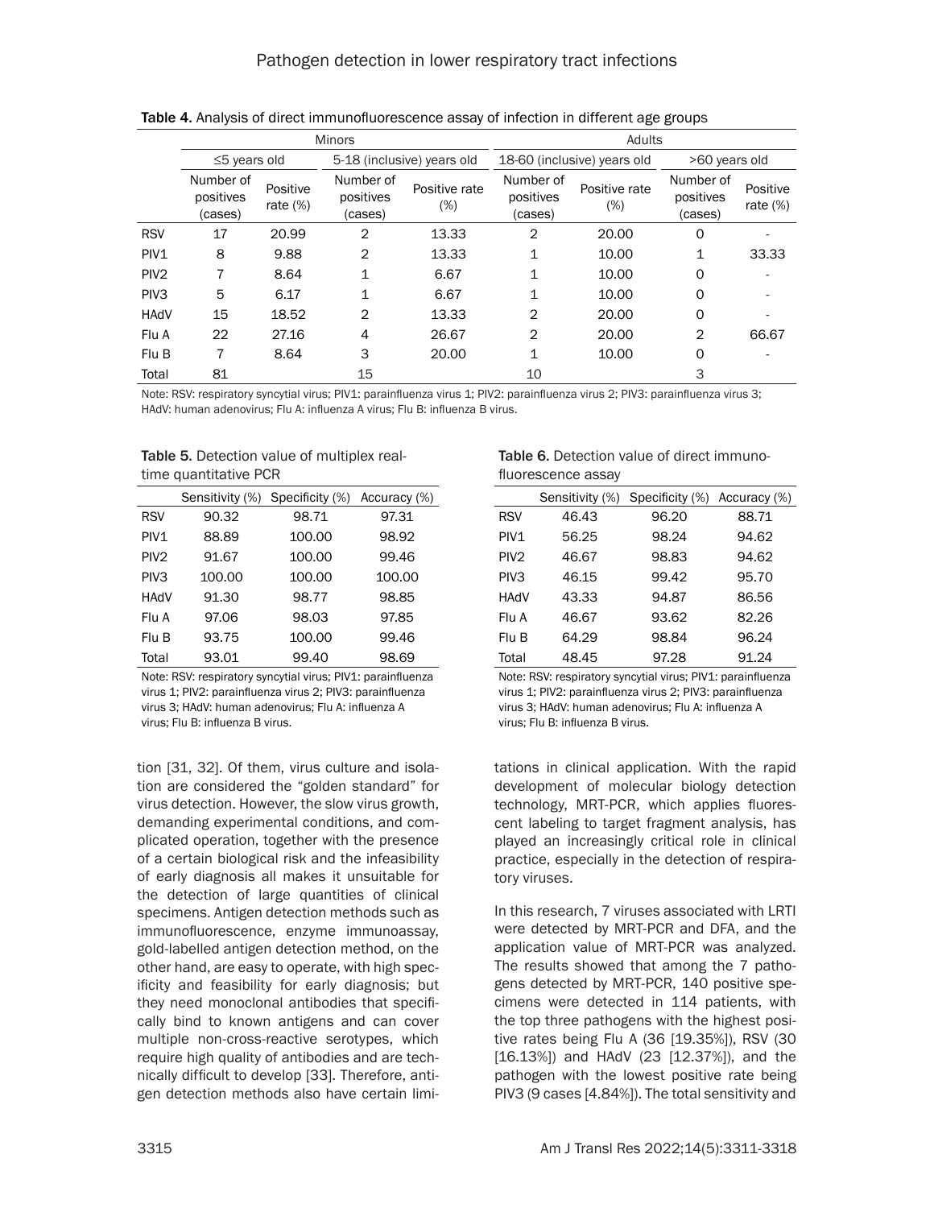**Table 4.** Analysis of direct immunofluorescence assay of infection in different age groups

| | Minors | | | | Adults | | | |
|---|---|---|---|---|---|---|---|---|
| | ≤5 years old | | 5-18 (inclusive) years old | | 18-60 (inclusive) years old | | >60 years old | |
| | Number of positives (cases) | Positive rate (%) | Number of positives (cases) | Positive rate (%) | Number of positives (cases) | Positive rate (%) | Number of positives (cases) | Positive rate (%) |
| RSV | 17 | 20.99 | 2 | 13.33 | 2 | 20.00 | 0 | - |
| PIV1 | 8 | 9.88 | 2 | 13.33 | 1 | 10.00 | 1 | 33.33 |
| PIV2 | 7 | 8.64 | 1 | 6.67 | 1 | 10.00 | 0 | - |
| PIV3 | 5 | 6.17 | 1 | 6.67 | 1 | 10.00 | 0 | - |
| HAdV | 15 | 18.52 | 2 | 13.33 | 2 | 20.00 | 0 | - |
| Flu A | 22 | 27.16 | 4 | 26.67 | 2 | 20.00 | 2 | 66.67 |
| Flu B | 7 | 8.64 | 3 | 20.00 | 1 | 10.00 | 0 | - |
| Total | 81 | | 15 | | 10 | | 3 | |

Note: RSV: respiratory syncytial virus; PIV1: parainfluenza virus 1; PIV2: parainfluenza virus 2; PIV3: parainfluenza virus 3; HAdV: human adenovirus; Flu A: influenza A virus; Flu B: influenza B virus.

**Table 5.** Detection value of multiplex real-time quantitative PCR

| | Sensitivity (%) | Specificity (%) | Accuracy (%) |
|---|---|---|---|
| RSV | 90.32 | 98.71 | 97.31 |
| PIV1 | 88.89 | 100.00 | 98.92 |
| PIV2 | 91.67 | 100.00 | 99.46 |
| PIV3 | 100.00 | 100.00 | 100.00 |
| HAdV | 91.30 | 98.77 | 98.85 |
| Flu A | 97.06 | 98.03 | 97.85 |
| Flu B | 93.75 | 100.00 | 99.46 |
| Total | 93.01 | 99.40 | 98.69 |

Note: RSV: respiratory syncytial virus; PIV1: parainfluenza virus 1; PIV2: parainfluenza virus 2; PIV3: parainfluenza virus 3; HAdV: human adenovirus; Flu A: influenza A virus; Flu B: influenza B virus.

**Table 6.** Detection value of direct immunofluorescence assay

| | Sensitivity (%) | Specificity (%) | Accuracy (%) |
|---|---|---|---|
| RSV | 46.43 | 96.20 | 88.71 |
| PIV1 | 56.25 | 98.24 | 94.62 |
| PIV2 | 46.67 | 98.83 | 94.62 |
| PIV3 | 46.15 | 99.42 | 95.70 |
| HAdV | 43.33 | 94.87 | 86.56 |
| Flu A | 46.67 | 93.62 | 82.26 |
| Flu B | 64.29 | 98.84 | 96.24 |
| Total | 48.45 | 97.28 | 91.24 |

Note: RSV: respiratory syncytial virus; PIV1: parainfluenza virus 1; PIV2: parainfluenza virus 2; PIV3: parainfluenza virus 3; HAdV: human adenovirus; Flu A: influenza A virus; Flu B: influenza B virus.

tion [31, 32]. Of them, virus culture and isolation are considered the "golden standard" for virus detection. However, the slow virus growth, demanding experimental conditions, and complicated operation, together with the presence of a certain biological risk and the infeasibility of early diagnosis all makes it unsuitable for the detection of large quantities of clinical specimens. Antigen detection methods such as immunofluorescence, enzyme immunoassay, gold-labelled antigen detection method, on the other hand, are easy to operate, with high specificity and feasibility for early diagnosis; but they need monoclonal antibodies that specifically bind to known antigens and can cover multiple non-cross-reactive serotypes, which require high quality of antibodies and are technically difficult to develop [33]. Therefore, antigen detection methods also have certain limitations in clinical application. With the rapid development of molecular biology detection technology, MRT-PCR, which applies fluorescent labeling to target fragment analysis, has played an increasingly critical role in clinical practice, especially in the detection of respiratory viruses.

In this research, 7 viruses associated with LRTI were detected by MRT-PCR and DFA, and the application value of MRT-PCR was analyzed. The results showed that among the 7 pathogens detected by MRT-PCR, 140 positive specimens were detected in 114 patients, with the top three pathogens with the highest positive rates being Flu A (36 [19.35%]), RSV (30 [16.13%]) and HAdV (23 [12.37%]), and the pathogen with the lowest positive rate being PIV3 (9 cases [4.84%]). The total sensitivity and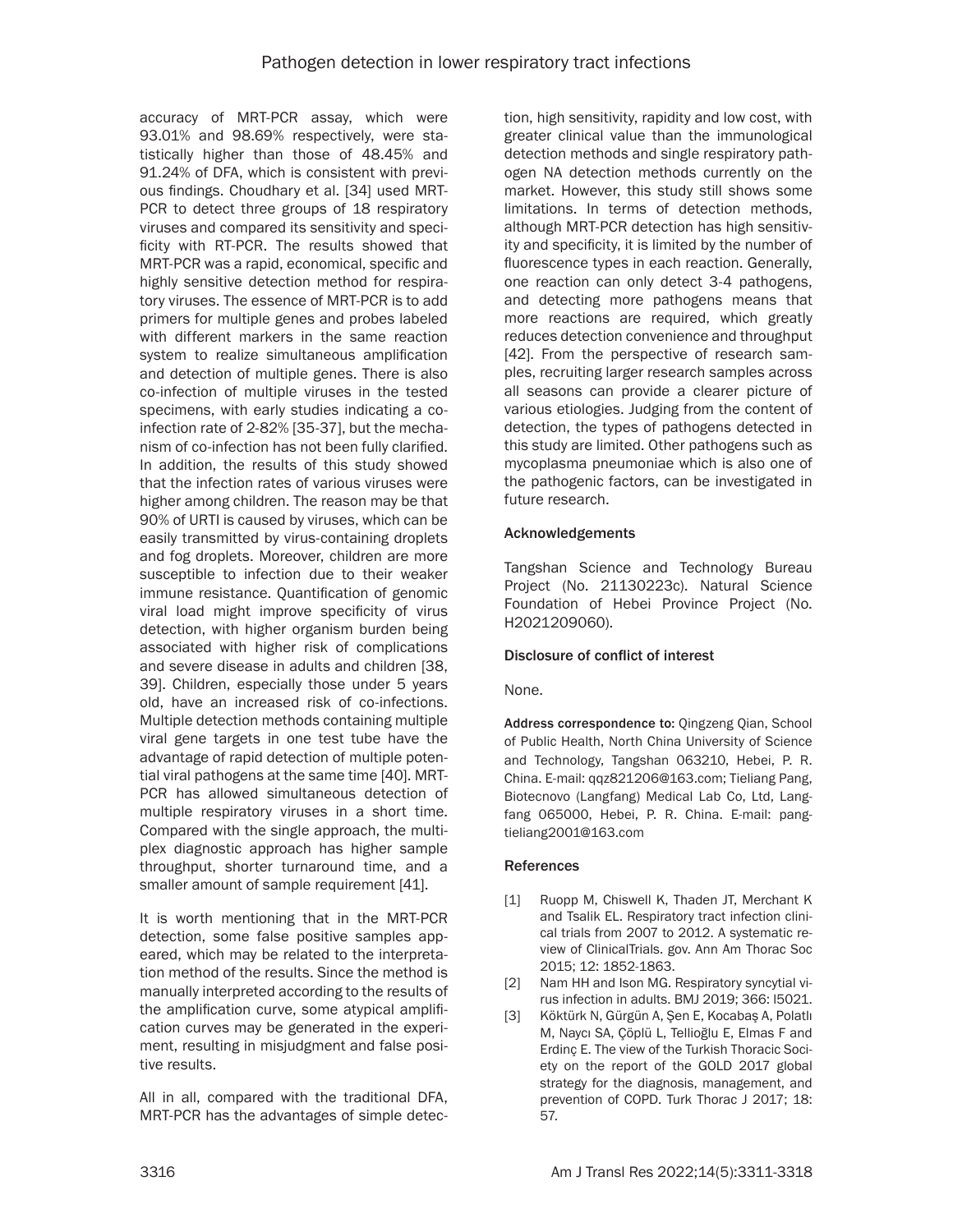accuracy of MRT-PCR assay, which were 93.01% and 98.69% respectively, were statistically higher than those of 48.45% and 91.24% of DFA, which is consistent with previous findings. Choudhary et al. [34] used MRT-PCR to detect three groups of 18 respiratory viruses and compared its sensitivity and specificity with RT-PCR. The results showed that MRT-PCR was a rapid, economical, specific and highly sensitive detection method for respiratory viruses. The essence of MRT-PCR is to add primers for multiple genes and probes labeled with different markers in the same reaction system to realize simultaneous amplification and detection of multiple genes. There is also co-infection of multiple viruses in the tested specimens, with early studies indicating a co-infection rate of 2-82% [35-37], but the mechanism of co-infection has not been fully clarified. In addition, the results of this study showed that the infection rates of various viruses were higher among children. The reason may be that 90% of URTI is caused by viruses, which can be easily transmitted by virus-containing droplets and fog droplets. Moreover, children are more susceptible to infection due to their weaker immune resistance. Quantification of genomic viral load might improve specificity of virus detection, with higher organism burden being associated with higher risk of complications and severe disease in adults and children [38, 39]. Children, especially those under 5 years old, have an increased risk of co-infections. Multiple detection methods containing multiple viral gene targets in one test tube have the advantage of rapid detection of multiple potential viral pathogens at the same time [40]. MRT-PCR has allowed simultaneous detection of multiple respiratory viruses in a short time. Compared with the single approach, the multiplex diagnostic approach has higher sample throughput, shorter turnaround time, and a smaller amount of sample requirement [41].

It is worth mentioning that in the MRT-PCR detection, some false positive samples appeared, which may be related to the interpretation method of the results. Since the method is manually interpreted according to the results of the amplification curve, some atypical amplification curves may be generated in the experiment, resulting in misjudgment and false positive results.

All in all, compared with the traditional DFA, MRT-PCR has the advantages of simple detection, high sensitivity, rapidity and low cost, with greater clinical value than the immunological detection methods and single respiratory pathogen NA detection methods currently on the market. However, this study still shows some limitations. In terms of detection methods, although MRT-PCR detection has high sensitivity and specificity, it is limited by the number of fluorescence types in each reaction. Generally, one reaction can only detect 3-4 pathogens, and detecting more pathogens means that more reactions are required, which greatly reduces detection convenience and throughput [42]. From the perspective of research samples, recruiting larger research samples across all seasons can provide a clearer picture of various etiologies. Judging from the content of detection, the types of pathogens detected in this study are limited. Other pathogens such as mycoplasma pneumoniae which is also one of the pathogenic factors, can be investigated in future research.

## Acknowledgements

Tangshan Science and Technology Bureau Project (No. 21130223c). Natural Science Foundation of Hebei Province Project (No. H2021209060).

## Disclosure of conflict of interest

None.

**Address correspondence to:** Qingzeng Qian, School of Public Health, North China University of Science and Technology, Tangshan 063210, Hebei, P. R. China. E-mail: qqz821206@163.com; Tieliang Pang, Biotecnovo (Langfang) Medical Lab Co, Ltd, Langfang 065000, Hebei, P. R. China. E-mail: pangtieliang2001@163.com

## References

[1] Ruopp M, Chiswell K, Thaden JT, Merchant K and Tsalik EL. Respiratory tract infection clinical trials from 2007 to 2012. A systematic review of ClinicalTrials. gov. Ann Am Thorac Soc 2015; 12: 1852-1863.

[2] Nam HH and Ison MG. Respiratory syncytial virus infection in adults. BMJ 2019; 366: l5021.

[3] Köktürk N, Gürgün A, Şen E, Kocabaş A, Polatlı M, Naycı SA, Çöplü L, Tellioğlu E, Elmas F and Erdinç E. The view of the Turkish Thoracic Society on the report of the GOLD 2017 global strategy for the diagnosis, management, and prevention of COPD. Turk Thorac J 2017; 18: 57.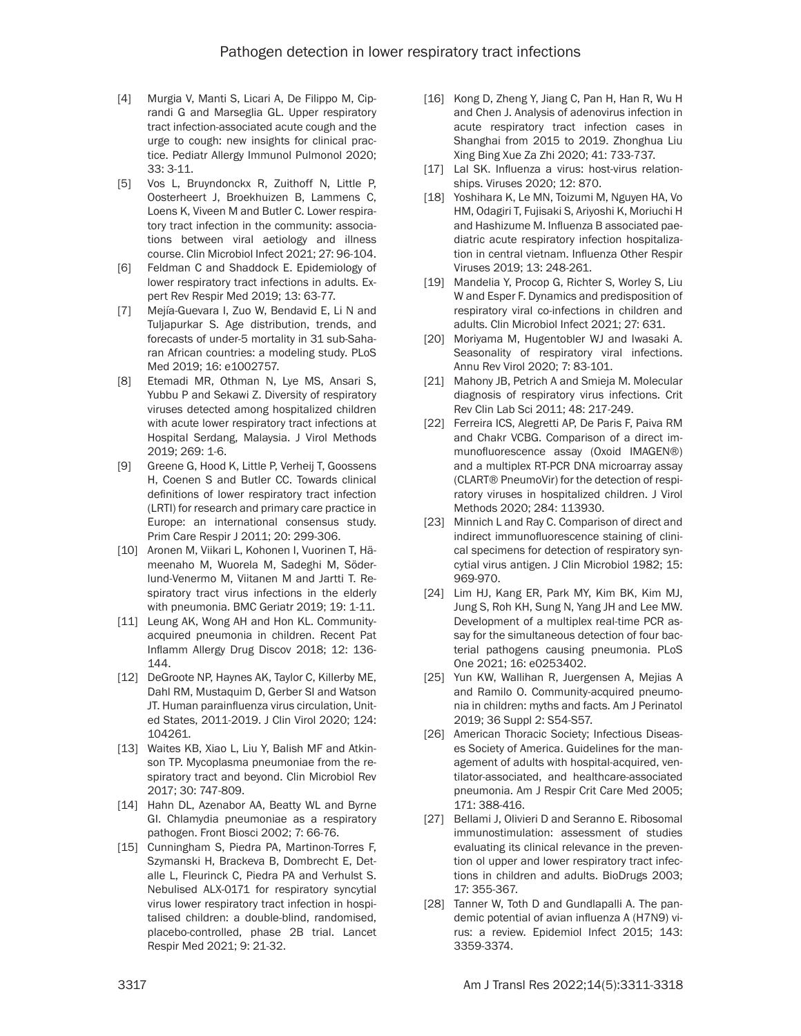[4] Murgia V, Manti S, Licari A, De Filippo M, Ciprandi G and Marseglia GL. Upper respiratory tract infection-associated acute cough and the urge to cough: new insights for clinical practice. Pediatr Allergy Immunol Pulmonol 2020; 33: 3-11.

[5] Vos L, Bruyndonckx R, Zuithoff N, Little P, Oosterheert J, Broekhuizen B, Lammens C, Loens K, Viveen M and Butler C. Lower respiratory tract infection in the community: associations between viral aetiology and illness course. Clin Microbiol Infect 2021; 27: 96-104.

[6] Feldman C and Shaddock E. Epidemiology of lower respiratory tract infections in adults. Expert Rev Respir Med 2019; 13: 63-77.

[7] Mejía-Guevara I, Zuo W, Bendavid E, Li N and Tuljapurkar S. Age distribution, trends, and forecasts of under-5 mortality in 31 sub-Saharan African countries: a modeling study. PLoS Med 2019; 16: e1002757.

[8] Etemadi MR, Othman N, Lye MS, Ansari S, Yubbu P and Sekawi Z. Diversity of respiratory viruses detected among hospitalized children with acute lower respiratory tract infections at Hospital Serdang, Malaysia. J Virol Methods 2019; 269: 1-6.

[9] Greene G, Hood K, Little P, Verheij T, Goossens H, Coenen S and Butler CC. Towards clinical definitions of lower respiratory tract infection (LRTI) for research and primary care practice in Europe: an international consensus study. Prim Care Respir J 2011; 20: 299-306.

[10] Aronen M, Viikari L, Kohonen I, Vuorinen T, Hämeenaho M, Wuorela M, Sadeghi M, Söderlund-Venermo M, Viitanen M and Jartti T. Respiratory tract virus infections in the elderly with pneumonia. BMC Geriatr 2019; 19: 1-11.

[11] Leung AK, Wong AH and Hon KL. Community-acquired pneumonia in children. Recent Pat Inflamm Allergy Drug Discov 2018; 12: 136-144.

[12] DeGroote NP, Haynes AK, Taylor C, Killerby ME, Dahl RM, Mustaquim D, Gerber SI and Watson JT. Human parainfluenza virus circulation, United States, 2011-2019. J Clin Virol 2020; 124: 104261.

[13] Waites KB, Xiao L, Liu Y, Balish MF and Atkinson TP. Mycoplasma pneumoniae from the respiratory tract and beyond. Clin Microbiol Rev 2017; 30: 747-809.

[14] Hahn DL, Azenabor AA, Beatty WL and Byrne GI. Chlamydia pneumoniae as a respiratory pathogen. Front Biosci 2002; 7: 66-76.

[15] Cunningham S, Piedra PA, Martinon-Torres F, Szymanski H, Brackeva B, Dombrecht E, Detalle L, Fleurinck C, Piedra PA and Verhulst S. Nebulised ALX-0171 for respiratory syncytial virus lower respiratory tract infection in hospitalised children: a double-blind, randomised, placebo-controlled, phase 2B trial. Lancet Respir Med 2021; 9: 21-32.

[16] Kong D, Zheng Y, Jiang C, Pan H, Han R, Wu H and Chen J. Analysis of adenovirus infection in acute respiratory tract infection cases in Shanghai from 2015 to 2019. Zhonghua Liu Xing Bing Xue Za Zhi 2020; 41: 733-737.

[17] Lal SK. Influenza a virus: host-virus relationships. Viruses 2020; 12: 870.

[18] Yoshihara K, Le MN, Toizumi M, Nguyen HA, Vo HM, Odagiri T, Fujisaki S, Ariyoshi K, Moriuchi H and Hashizume M. Influenza B associated paediatric acute respiratory infection hospitalization in central vietnam. Influenza Other Respir Viruses 2019; 13: 248-261.

[19] Mandelia Y, Procop G, Richter S, Worley S, Liu W and Esper F. Dynamics and predisposition of respiratory viral co-infections in children and adults. Clin Microbiol Infect 2021; 27: 631.

[20] Moriyama M, Hugentobler WJ and Iwasaki A. Seasonality of respiratory viral infections. Annu Rev Virol 2020; 7: 83-101.

[21] Mahony JB, Petrich A and Smieja M. Molecular diagnosis of respiratory virus infections. Crit Rev Clin Lab Sci 2011; 48: 217-249.

[22] Ferreira ICS, Alegretti AP, De Paris F, Paiva RM and Chakr VCBG. Comparison of a direct immunofluorescence assay (Oxoid IMAGEN®) and a multiplex RT-PCR DNA microarray assay (CLART® PneumoVir) for the detection of respiratory viruses in hospitalized children. J Virol Methods 2020; 284: 113930.

[23] Minnich L and Ray C. Comparison of direct and indirect immunofluorescence staining of clinical specimens for detection of respiratory syncytial virus antigen. J Clin Microbiol 1982; 15: 969-970.

[24] Lim HJ, Kang ER, Park MY, Kim BK, Kim MJ, Jung S, Roh KH, Sung N, Yang JH and Lee MW. Development of a multiplex real-time PCR assay for the simultaneous detection of four bacterial pathogens causing pneumonia. PLoS One 2021; 16: e0253402.

[25] Yun KW, Wallihan R, Juergensen A, Mejias A and Ramilo O. Community-acquired pneumonia in children: myths and facts. Am J Perinatol 2019; 36 Suppl 2: S54-S57.

[26] American Thoracic Society; Infectious Diseases Society of America. Guidelines for the management of adults with hospital-acquired, ventilator-associated, and healthcare-associated pneumonia. Am J Respir Crit Care Med 2005; 171: 388-416.

[27] Bellami J, Olivieri D and Seranno E. Ribosomal immunostimulation: assessment of studies evaluating its clinical relevance in the prevention ol upper and lower respiratory tract infections in children and adults. BioDrugs 2003; 17: 355-367.

[28] Tanner W, Toth D and Gundlapalli A. The pandemic potential of avian influenza A (H7N9) virus: a review. Epidemiol Infect 2015; 143: 3359-3374.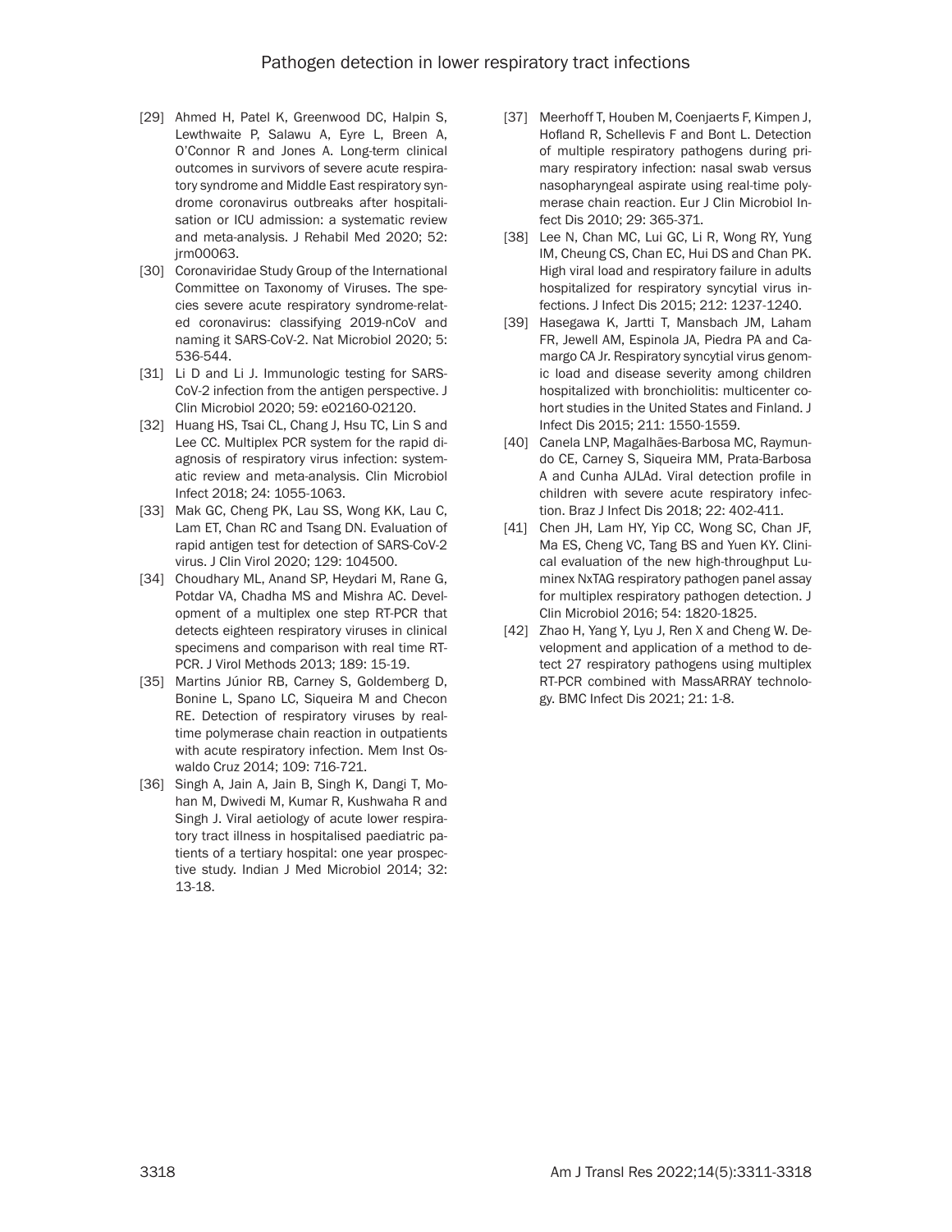[29] Ahmed H, Patel K, Greenwood DC, Halpin S, Lewthwaite P, Salawu A, Eyre L, Breen A, O'Connor R and Jones A. Long-term clinical outcomes in survivors of severe acute respiratory syndrome and Middle East respiratory syndrome coronavirus outbreaks after hospitalisation or ICU admission: a systematic review and meta-analysis. J Rehabil Med 2020; 52: jrm00063.

[30] Coronaviridae Study Group of the International Committee on Taxonomy of Viruses. The species severe acute respiratory syndrome-related coronavirus: classifying 2019-nCoV and naming it SARS-CoV-2. Nat Microbiol 2020; 5: 536-544.

[31] Li D and Li J. Immunologic testing for SARS-CoV-2 infection from the antigen perspective. J Clin Microbiol 2020; 59: e02160-02120.

[32] Huang HS, Tsai CL, Chang J, Hsu TC, Lin S and Lee CC. Multiplex PCR system for the rapid diagnosis of respiratory virus infection: systematic review and meta-analysis. Clin Microbiol Infect 2018; 24: 1055-1063.

[33] Mak GC, Cheng PK, Lau SS, Wong KK, Lau C, Lam ET, Chan RC and Tsang DN. Evaluation of rapid antigen test for detection of SARS-CoV-2 virus. J Clin Virol 2020; 129: 104500.

[34] Choudhary ML, Anand SP, Heydari M, Rane G, Potdar VA, Chadha MS and Mishra AC. Development of a multiplex one step RT-PCR that detects eighteen respiratory viruses in clinical specimens and comparison with real time RT-PCR. J Virol Methods 2013; 189: 15-19.

[35] Martins Júnior RB, Carney S, Goldemberg D, Bonine L, Spano LC, Siqueira M and Checon RE. Detection of respiratory viruses by real-time polymerase chain reaction in outpatients with acute respiratory infection. Mem Inst Oswaldo Cruz 2014; 109: 716-721.

[36] Singh A, Jain A, Jain B, Singh K, Dangi T, Mohan M, Dwivedi M, Kumar R, Kushwaha R and Singh J. Viral aetiology of acute lower respiratory tract illness in hospitalised paediatric patients of a tertiary hospital: one year prospective study. Indian J Med Microbiol 2014; 32: 13-18.

[37] Meerhoff T, Houben M, Coenjaerts F, Kimpen J, Hofland R, Schellevis F and Bont L. Detection of multiple respiratory pathogens during primary respiratory infection: nasal swab versus nasopharyngeal aspirate using real-time polymerase chain reaction. Eur J Clin Microbiol Infect Dis 2010; 29: 365-371.

[38] Lee N, Chan MC, Lui GC, Li R, Wong RY, Yung IM, Cheung CS, Chan EC, Hui DS and Chan PK. High viral load and respiratory failure in adults hospitalized for respiratory syncytial virus infections. J Infect Dis 2015; 212: 1237-1240.

[39] Hasegawa K, Jartti T, Mansbach JM, Laham FR, Jewell AM, Espinola JA, Piedra PA and Camargo CA Jr. Respiratory syncytial virus genomic load and disease severity among children hospitalized with bronchiolitis: multicenter cohort studies in the United States and Finland. J Infect Dis 2015; 211: 1550-1559.

[40] Canela LNP, Magalhães-Barbosa MC, Raymundo CE, Carney S, Siqueira MM, Prata-Barbosa A and Cunha AJLAd. Viral detection profile in children with severe acute respiratory infection. Braz J Infect Dis 2018; 22: 402-411.

[41] Chen JH, Lam HY, Yip CC, Wong SC, Chan JF, Ma ES, Cheng VC, Tang BS and Yuen KY. Clinical evaluation of the new high-throughput Luminex NxTAG respiratory pathogen panel assay for multiplex respiratory pathogen detection. J Clin Microbiol 2016; 54: 1820-1825.

[42] Zhao H, Yang Y, Lyu J, Ren X and Cheng W. Development and application of a method to detect 27 respiratory pathogens using multiplex RT-PCR combined with MassARRAY technology. BMC Infect Dis 2021; 21: 1-8.